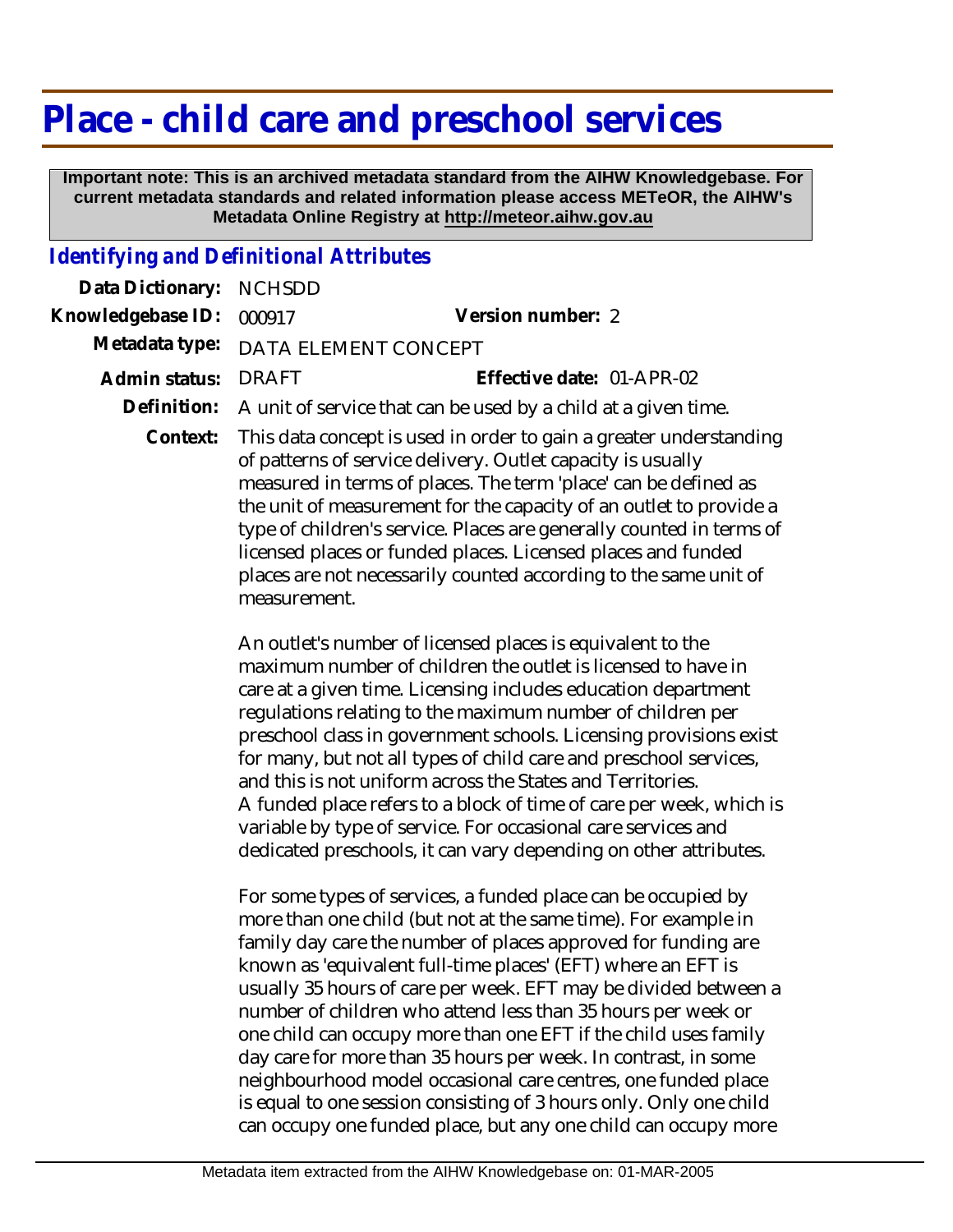# Place - child care and preschool services

**Important note: This is an archived metadata standard from the AIHW Knowledgebase. For current metadata standards and related information please access METeOR, the AIHW's Metadata Online Registry at http://meteor.aihw.gov.au**

## *Identifying and Definitional Attributes*

**Data Dictionary:** NCHSDD

**Knowledgebase ID:** 000917 **Version number:** 2

**Metadata type:** DATA ELEMENT CONCEPT

**Admin status:** DRAFT **Effective date:** 01-APR-02

**Definition:** A unit of service that can be used by a child at a given time.

**Context:** This data concept is used in order to gain a greater understanding of patterns of service delivery. Outlet capacity is usually measured in terms of places. The term 'place' can be defined as the unit of measurement for the capacity of an outlet to provide a type of children's service. Places are generally counted in terms of licensed places or funded places. Licensed places and funded places are not necessarily counted according to the same unit of measurement.

An outlet's number of licensed places is equivalent to the maximum number of children the outlet is licensed to have in care at a given time. Licensing includes education department regulations relating to the maximum number of children per preschool class in government schools. Licensing provisions exist for many, but not all types of child care and preschool services, and this is not uniform across the States and Territories. A funded place refers to a block of time of care per week, which is variable by type of service. For occasional care services and dedicated preschools, it can vary depending on other attributes.

For some types of services, a funded place can be occupied by more than one child (but not at the same time). For example in family day care the number of places approved for funding are known as 'equivalent full-time places' (EFT) where an EFT is usually 35 hours of care per week. EFT may be divided between a number of children who attend less than 35 hours per week or one child can occupy more than one EFT if the child uses family day care for more than 35 hours per week. In contrast, in some neighbourhood model occasional care centres, one funded place is equal to one session consisting of 3 hours only. Only one child can occupy one funded place, but any one child can occupy more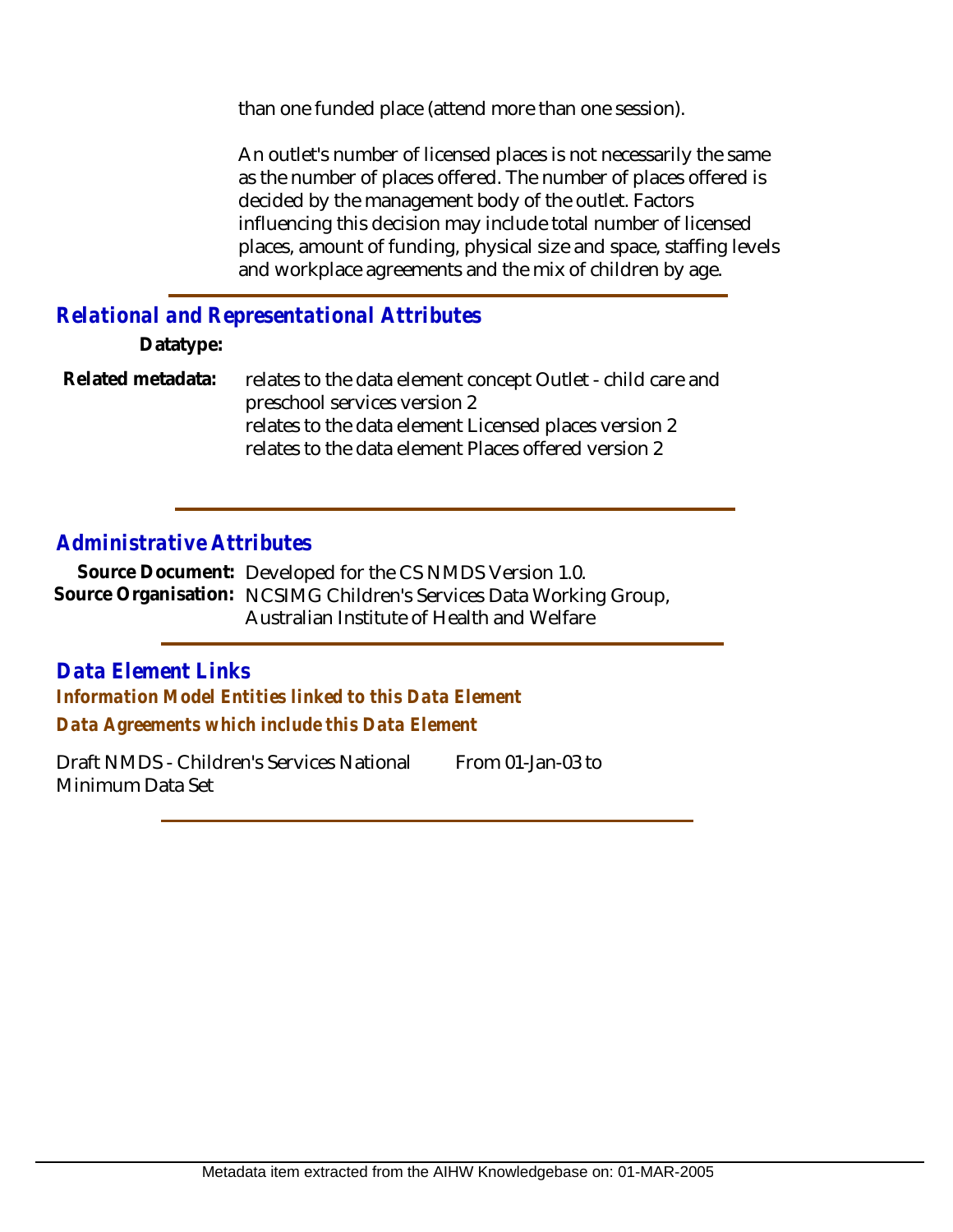than one funded place (attend more than one session).

An outlet's number of licensed places is not necessarily the same as the number of places offered. The number of places offered is decided by the management body of the outlet. Factors influencing this decision may include total number of licensed places, amount of funding, physical size and space, staffing levels and workplace agreements and the mix of children by age.

## Relational and Representational Attributes

**Datatype:**

**Related metadata:** relates to the data element concept Outlet - child care and preschool services version 2
relates to the data element Licensed places version 2
relates to the data element Places offered version 2

## Administrative Attributes

**Source Document:** Developed for the CS NMDS Version 1.0.

**Source Organisation:** NCSIMG Children's Services Data Working Group, Australian Institute of Health and Welfare

## Data Element Links

### Information Model Entities linked to this Data Element

### Data Agreements which include this Data Element

Draft NMDS - Children's Services National Minimum Data Set — From 01-Jan-03 to